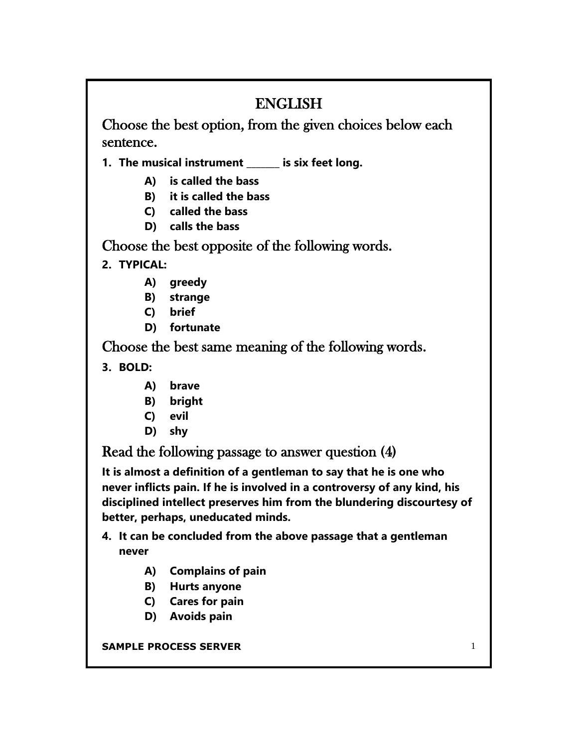# ENGLISH

## Choose the best option, from the given choices below each sentence.

1. **The musical instrument _______ is six feet long.**
   - **A) is called the bass**
   - **B) it is called the bass**
   - **C) called the bass**
   - **D) calls the bass**

## Choose the best opposite of the following words.

2. **TYPICAL:**
   - **A) greedy**
   - **B) strange**
   - **C) brief**
   - **D) fortunate**

## Choose the best same meaning of the following words.

3. **BOLD:**
   - **A) brave**
   - **B) bright**
   - **C) evil**
   - **D) shy**

## Read the following passage to answer question (4)

**It is almost a definition of a gentleman to say that he is one who never inflicts pain. If he is involved in a controversy of any kind, his disciplined intellect preserves him from the blundering discourtesy of better, perhaps, uneducated minds.**

4. **It can be concluded from the above passage that a gentleman never**
   - **A) Complains of pain**
   - **B) Hurts anyone**
   - **C) Cares for pain**
   - **D) Avoids pain**

**SAMPLE PROCESS SERVER**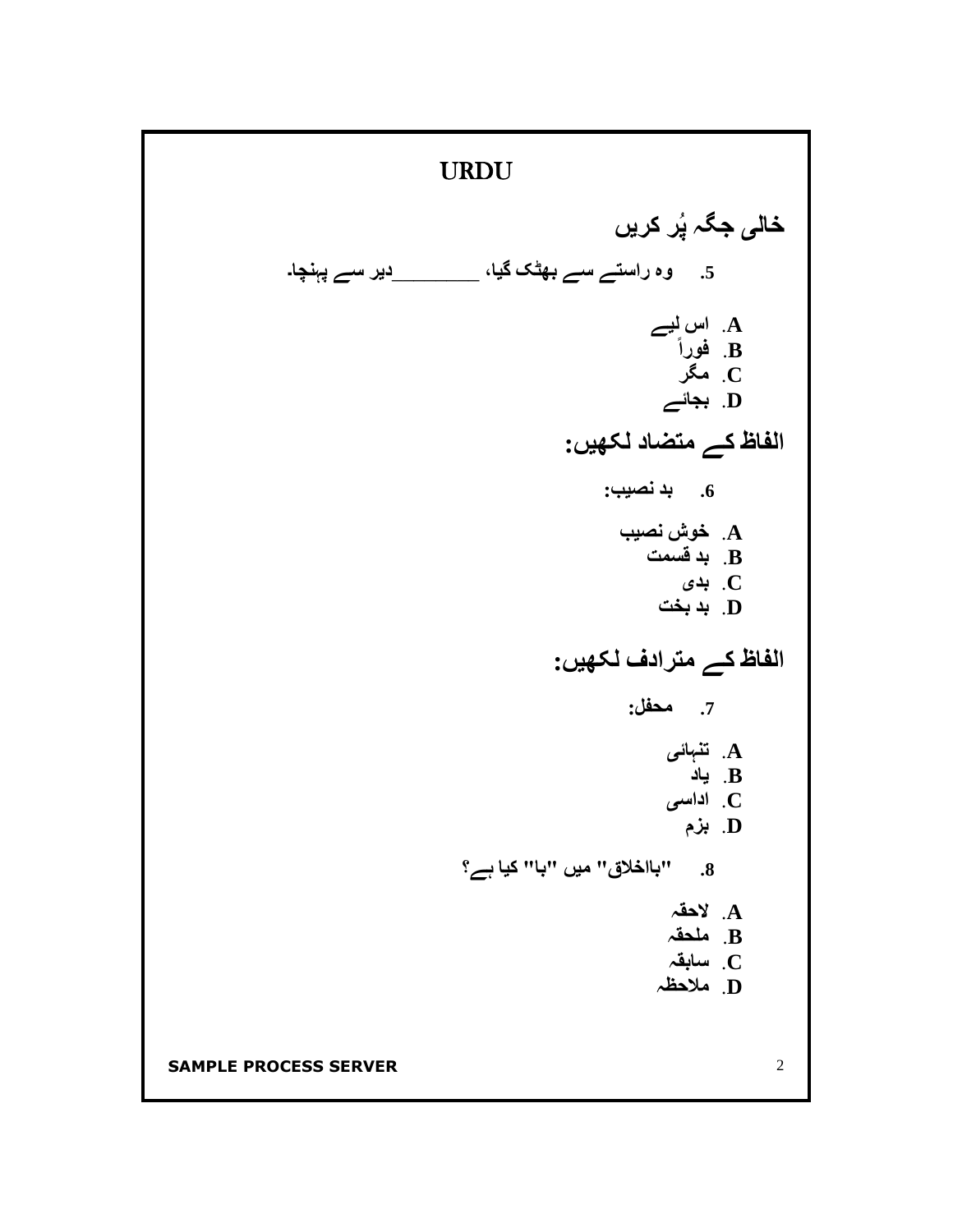# URDU

## خالی جگہ پُر کریں

5. وہ راستے سے بھٹک گیا، ________دیر سے پہنچا۔

A. اس لیے
B. فوراً
C. مگر
D. بجائے

## الفاظ کے متضاد لکھیں:

6. بد نصیب:

A. خوش نصیب
B. بد قسمت
C. بدی
D. بد بخت

## الفاظ کے مترادف لکھیں:

7. محفل:

A. تنہائی
B. یاد
C. اداسی
D. بزم

8. "بااخلاق" میں "با" کیا ہے؟

A. لاحقہ
B. ملحقہ
C. سابقہ
D. ملاحظہ

SAMPLE PROCESS SERVER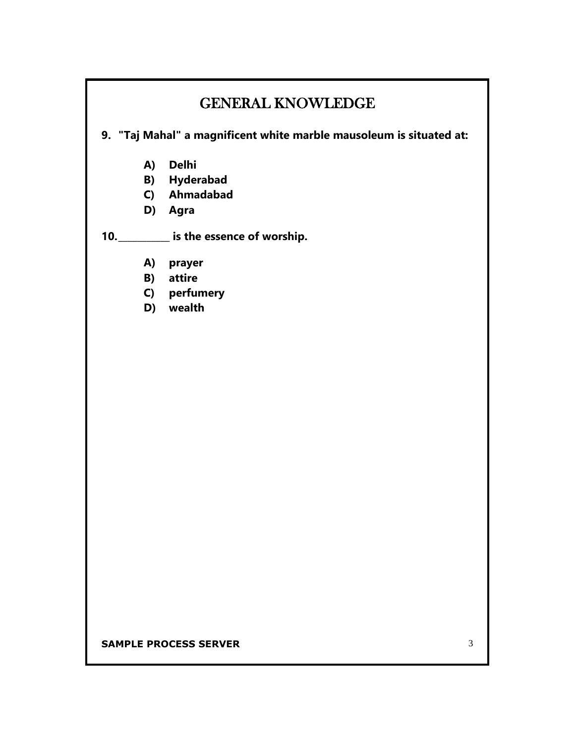# GENERAL KNOWLEDGE

**9. "Taj Mahal" a magnificent white marble mausoleum is situated at:**

- **A) Delhi**
- **B) Hyderabad**
- **C) Ahmadabad**
- **D) Agra**

**10.__________ is the essence of worship.**

- **A) prayer**
- **B) attire**
- **C) perfumery**
- **D) wealth**

**SAMPLE PROCESS SERVER**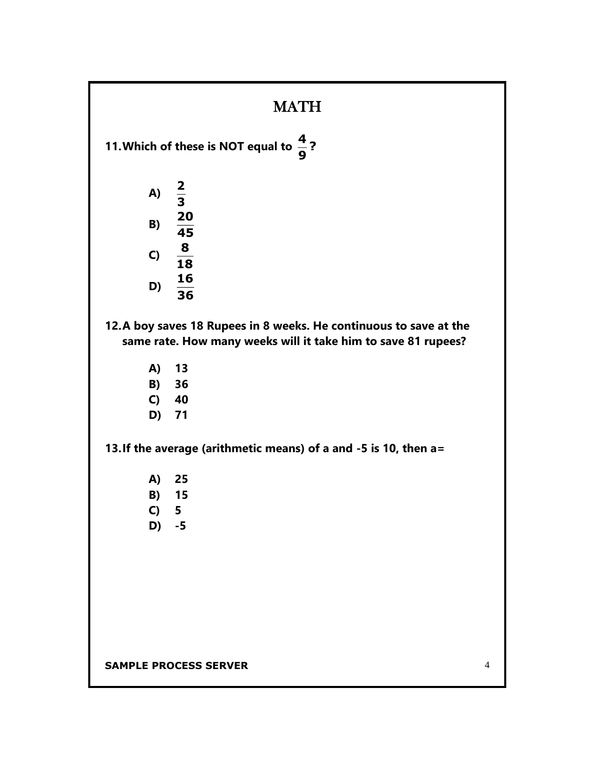# MATH

**11. Which of these is NOT equal to $\frac{4}{9}$?**

- **A)** $\frac{2}{3}$
- **B)** $\frac{20}{45}$
- **C)** $\frac{8}{18}$
- **D)** $\frac{16}{36}$

**12. A boy saves 18 Rupees in 8 weeks. He continuous to save at the same rate. How many weeks will it take him to save 81 rupees?**

- **A)** 13
- **B)** 36
- **C)** 40
- **D)** 71

**13. If the average (arithmetic means) of a and -5 is 10, then a=**

- **A)** 25
- **B)** 15
- **C)** 5
- **D)** -5

**SAMPLE PROCESS SERVER**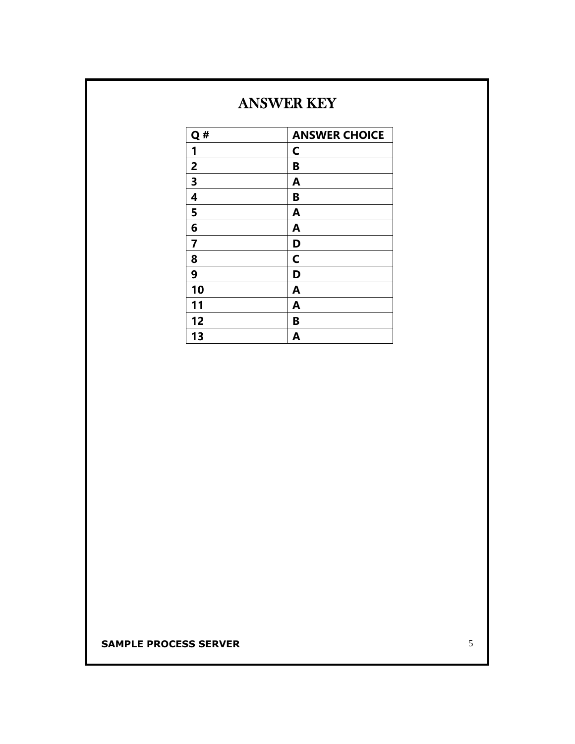# ANSWER KEY

| Q # | ANSWER CHOICE |
|---|---|
| 1 | C |
| 2 | B |
| 3 | A |
| 4 | B |
| 5 | A |
| 6 | A |
| 7 | D |
| 8 | C |
| 9 | D |
| 10 | A |
| 11 | A |
| 12 | B |
| 13 | A |